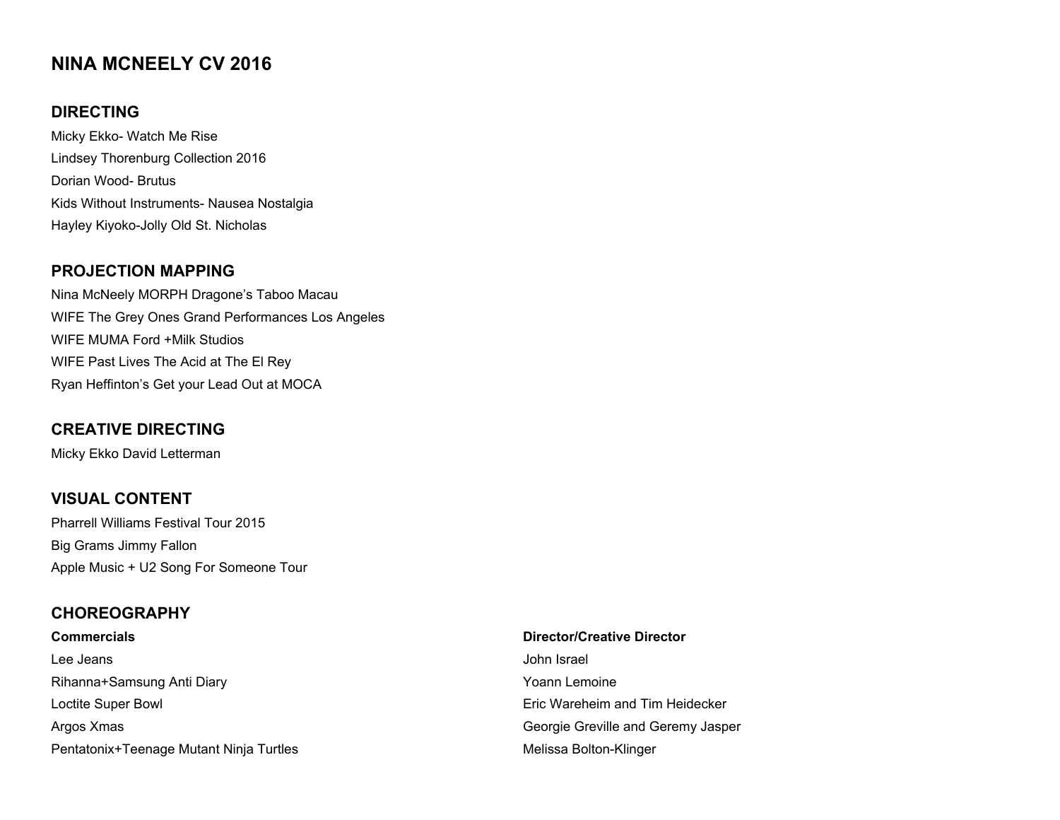# NINA MCNEELY CV 2016

## DIRECTING

Micky Ekko- Watch Me Rise
Lindsey Thorenburg Collection 2016
Dorian Wood- Brutus
Kids Without Instruments- Nausea Nostalgia
Hayley Kiyoko-Jolly Old St. Nicholas

## PROJECTION MAPPING

Nina McNeely MORPH Dragone's Taboo Macau
WIFE The Grey Ones Grand Performances Los Angeles
WIFE MUMA Ford +Milk Studios
WIFE Past Lives The Acid at The El Rey
Ryan Heffinton's Get your Lead Out at MOCA

## CREATIVE DIRECTING

Micky Ekko David Letterman

## VISUAL CONTENT

Pharrell Williams Festival Tour 2015
Big Grams Jimmy Fallon
Apple Music + U2 Song For Someone Tour

## CHOREOGRAPHY

| **Commercials** | **Director/Creative Director** |
| --- | --- |
| Lee Jeans | John Israel |
| Rihanna+Samsung Anti Diary | Yoann Lemoine |
| Loctite Super Bowl | Eric Wareheim and Tim Heidecker |
| Argos Xmas | Georgie Greville and Geremy Jasper |
| Pentatonix+Teenage Mutant Ninja Turtles | Melissa Bolton-Klinger |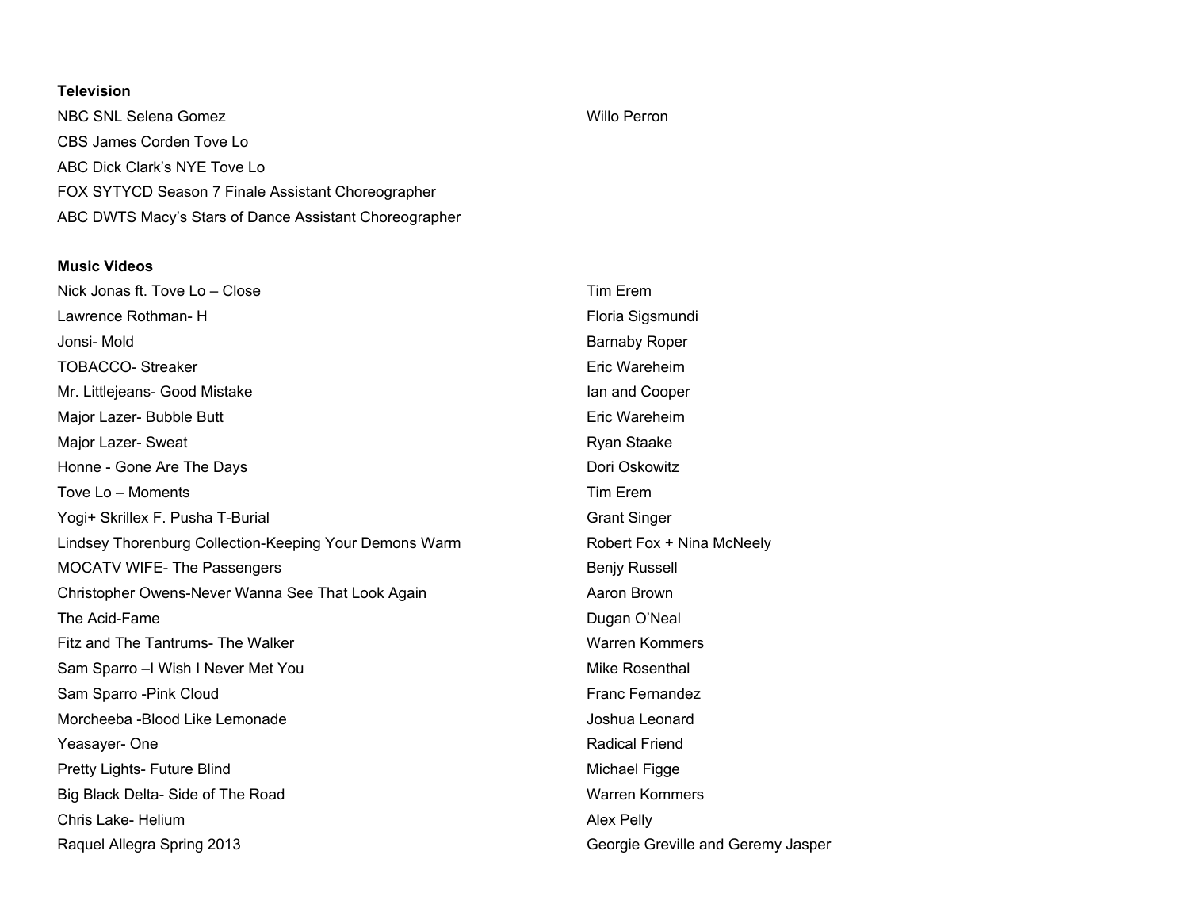**Television**

| | |
|---|---|
| NBC SNL Selena Gomez | Willo Perron |
| CBS James Corden Tove Lo | |
| ABC Dick Clark's NYE Tove Lo | |
| FOX SYTYCD Season 7 Finale Assistant Choreographer | |
| ABC DWTS Macy's Stars of Dance Assistant Choreographer | |

**Music Videos**

| | |
|---|---|
| Nick Jonas ft. Tove Lo – Close | Tim Erem |
| Lawrence Rothman- H | Floria Sigsmundi |
| Jonsi- Mold | Barnaby Roper |
| TOBACCO- Streaker | Eric Wareheim |
| Mr. Littlejeans- Good Mistake | Ian and Cooper |
| Major Lazer- Bubble Butt | Eric Wareheim |
| Major Lazer- Sweat | Ryan Staake |
| Honne - Gone Are The Days | Dori Oskowitz |
| Tove Lo – Moments | Tim Erem |
| Yogi+ Skrillex F. Pusha T-Burial | Grant Singer |
| Lindsey Thorenburg Collection-Keeping Your Demons Warm | Robert Fox + Nina McNeely |
| MOCATV WIFE- The Passengers | Benjy Russell |
| Christopher Owens-Never Wanna See That Look Again | Aaron Brown |
| The Acid-Fame | Dugan O'Neal |
| Fitz and The Tantrums- The Walker | Warren Kommers |
| Sam Sparro –I Wish I Never Met You | Mike Rosenthal |
| Sam Sparro -Pink Cloud | Franc Fernandez |
| Morcheeba -Blood Like Lemonade | Joshua Leonard |
| Yeasayer- One | Radical Friend |
| Pretty Lights- Future Blind | Michael Figge |
| Big Black Delta- Side of The Road | Warren Kommers |
| Chris Lake- Helium | Alex Pelly |
| Raquel Allegra Spring 2013 | Georgie Greville and Geremy Jasper |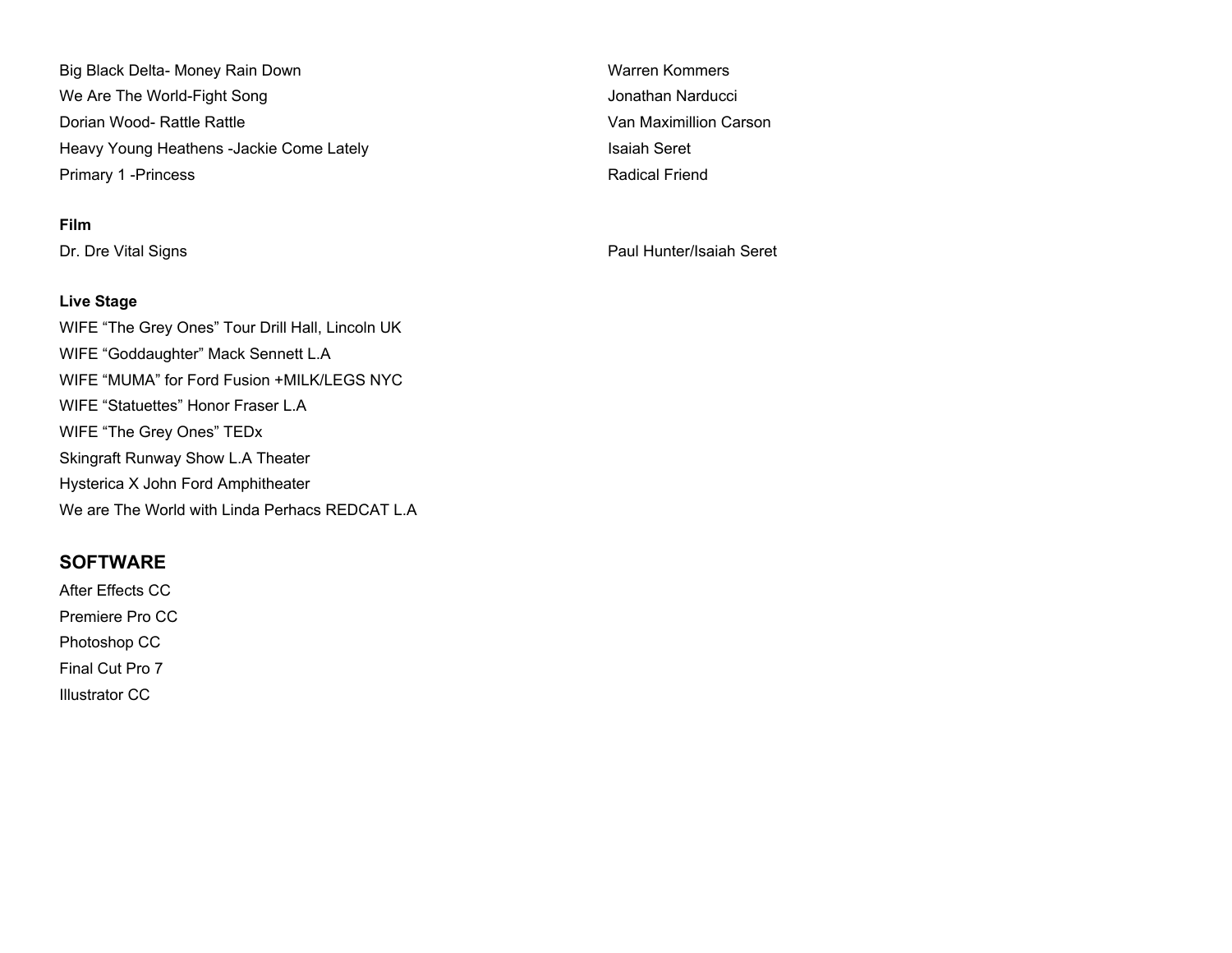| | |
|---|---|
| Big Black Delta- Money Rain Down | Warren Kommers |
| We Are The World-Fight Song | Jonathan Narducci |
| Dorian Wood- Rattle Rattle | Van Maximillion Carson |
| Heavy Young Heathens -Jackie Come Lately | Isaiah Seret |
| Primary 1 -Princess | Radical Friend |

**Film**

| | |
|---|---|
| Dr. Dre Vital Signs | Paul Hunter/Isaiah Seret |

**Live Stage**

WIFE “The Grey Ones” Tour Drill Hall, Lincoln UK
WIFE “Goddaughter” Mack Sennett L.A
WIFE “MUMA” for Ford Fusion +MILK/LEGS NYC
WIFE “Statuettes” Honor Fraser L.A
WIFE “The Grey Ones” TEDx
Skingraft Runway Show L.A Theater
Hysterica X John Ford Amphitheater
We are The World with Linda Perhacs REDCAT L.A

## SOFTWARE

After Effects CC
Premiere Pro CC
Photoshop CC
Final Cut Pro 7
Illustrator CC